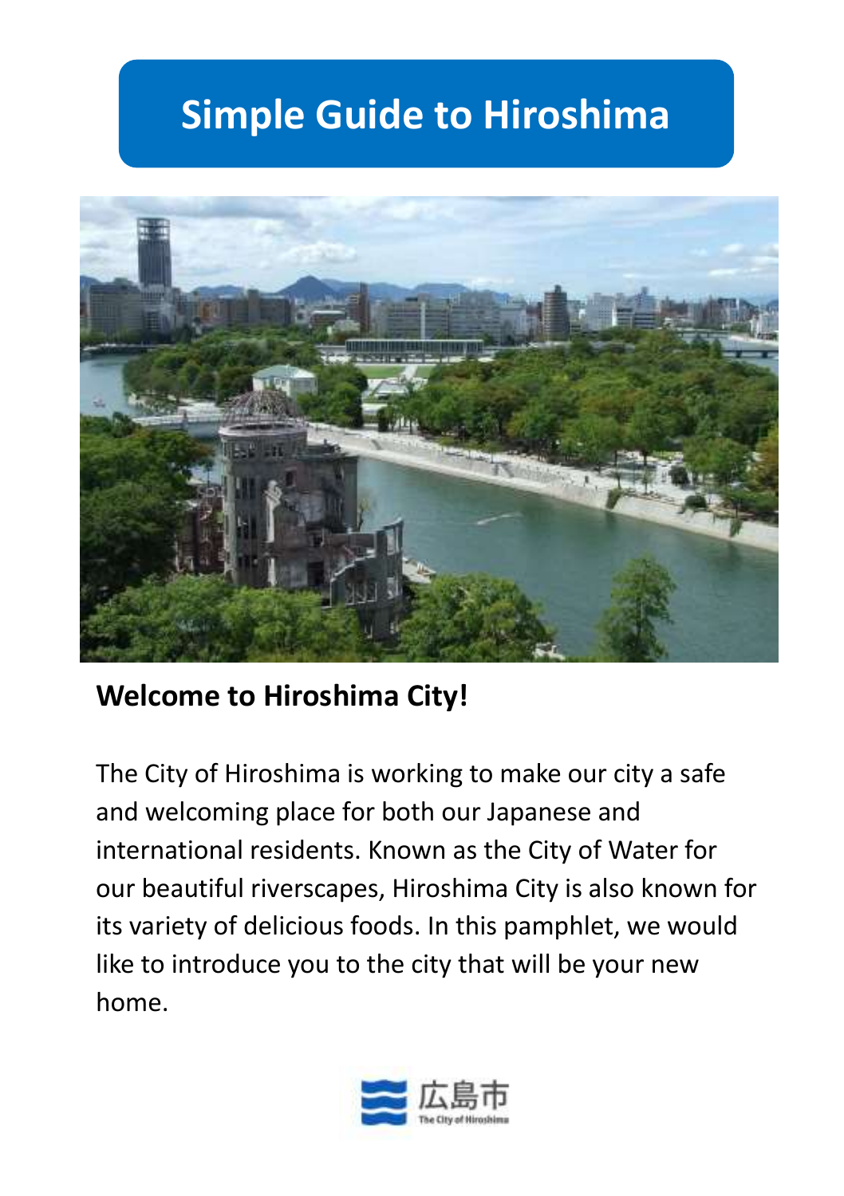# Simple Guide to Hiroshima

## Welcome to Hiroshima City!

The City of Hiroshima is working to make our city a safe and welcoming place for both our Japanese and international residents. Known as the City of Water for our beautiful riverscapes, Hiroshima City is also known for its variety of delicious foods. In this pamphlet, we would like to introduce you to the city that will be your new home.

広島市

The City of Hiroshima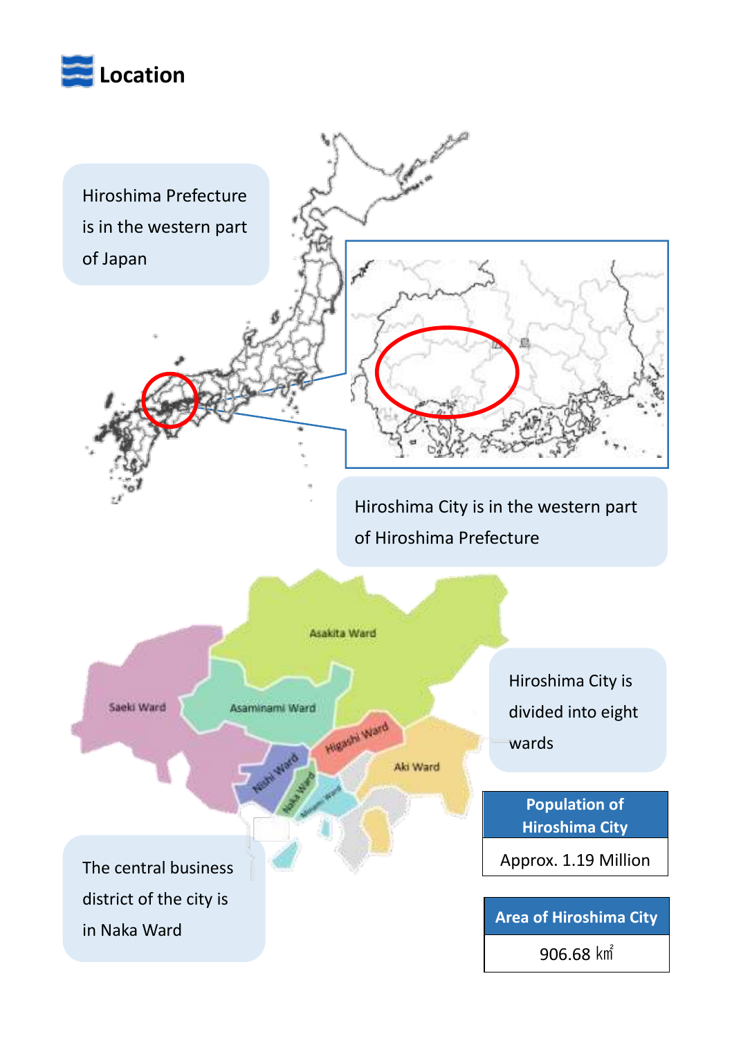# Location

Hiroshima Prefecture is in the western part of Japan

Hiroshima City is in the western part of Hiroshima Prefecture

Hiroshima City is divided into eight wards

The central business district of the city is in Naka Ward

| Population of Hiroshima City |
|---|
| Approx. 1.19 Million |

| Area of Hiroshima City |
|---|
| 906.68 ㎢ |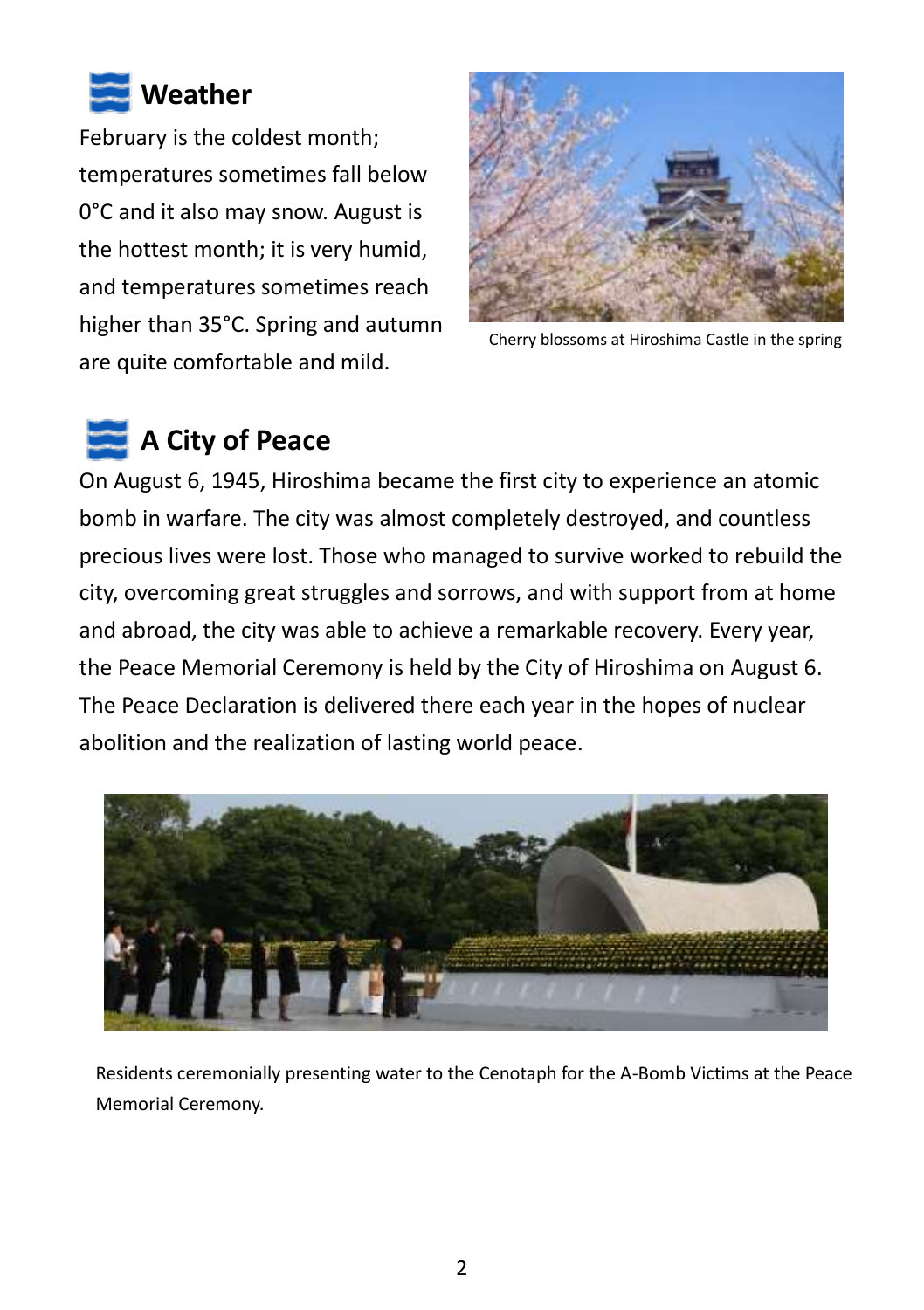## Weather

February is the coldest month; temperatures sometimes fall below 0°C and it also may snow. August is the hottest month; it is very humid, and temperatures sometimes reach higher than 35°C. Spring and autumn are quite comfortable and mild.

Cherry blossoms at Hiroshima Castle in the spring

## A City of Peace

On August 6, 1945, Hiroshima became the first city to experience an atomic bomb in warfare. The city was almost completely destroyed, and countless precious lives were lost. Those who managed to survive worked to rebuild the city, overcoming great struggles and sorrows, and with support from at home and abroad, the city was able to achieve a remarkable recovery. Every year, the Peace Memorial Ceremony is held by the City of Hiroshima on August 6. The Peace Declaration is delivered there each year in the hopes of nuclear abolition and the realization of lasting world peace.

Residents ceremonially presenting water to the Cenotaph for the A-Bomb Victims at the Peace Memorial Ceremony.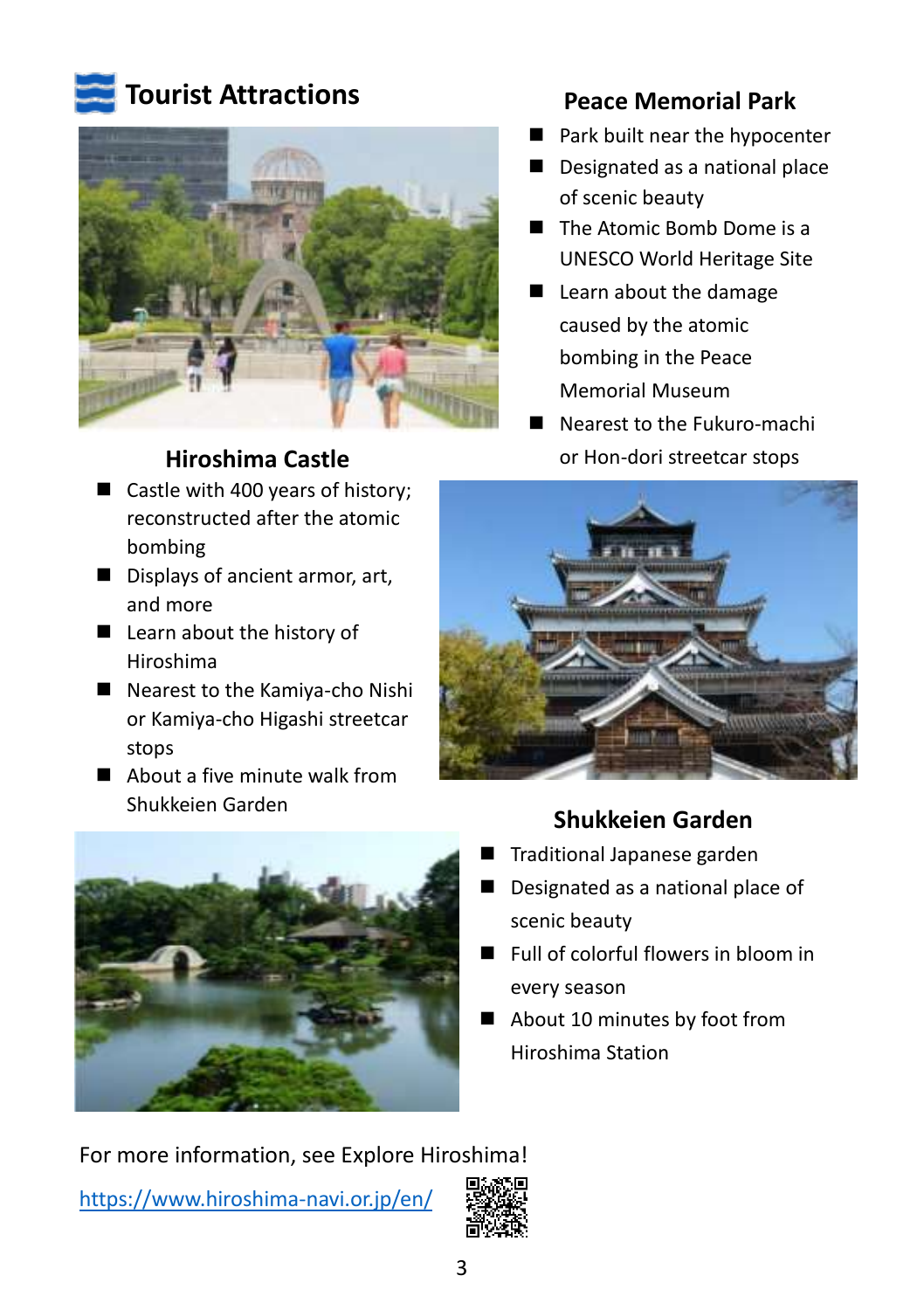## Tourist Attractions

### Peace Memorial Park

- Park built near the hypocenter
- Designated as a national place of scenic beauty
- The Atomic Bomb Dome is a UNESCO World Heritage Site
- Learn about the damage caused by the atomic bombing in the Peace Memorial Museum
- Nearest to the Fukuro-machi or Hon-dori streetcar stops

### Hiroshima Castle

- Castle with 400 years of history; reconstructed after the atomic bombing
- Displays of ancient armor, art, and more
- Learn about the history of Hiroshima
- Nearest to the Kamiya-cho Nishi or Kamiya-cho Higashi streetcar stops
- About a five minute walk from Shukkeien Garden

### Shukkeien Garden

- Traditional Japanese garden
- Designated as a national place of scenic beauty
- Full of colorful flowers in bloom in every season
- About 10 minutes by foot from Hiroshima Station

For more information, see Explore Hiroshima!

https://www.hiroshima-navi.or.jp/en/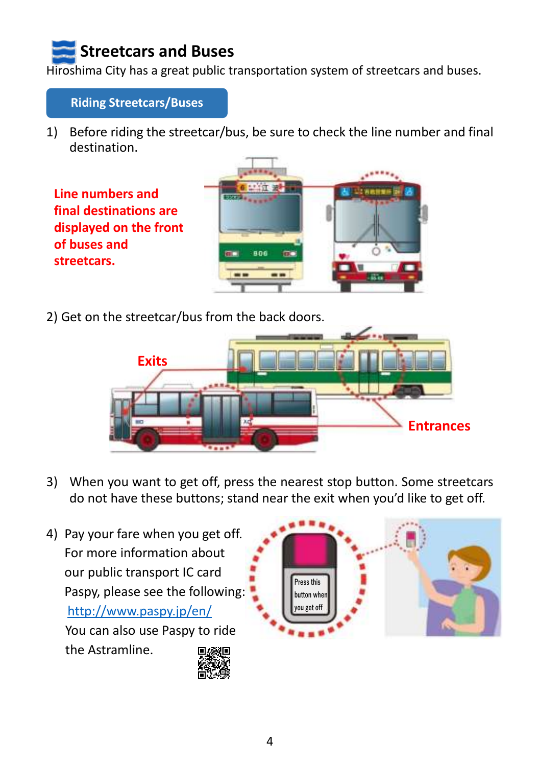# Streetcars and Buses

Hiroshima City has a great public transportation system of streetcars and buses.

## Riding Streetcars/Buses

1) Before riding the streetcar/bus, be sure to check the line number and final destination.

**Line numbers and final destinations are displayed on the front of buses and streetcars.**

2) Get on the streetcar/bus from the back doors.

**Exits**

**Entrances**

3) When you want to get off, press the nearest stop button. Some streetcars do not have these buttons; stand near the exit when you'd like to get off.

4) Pay your fare when you get off.
For more information about our public transport IC card Paspy, please see the following:
[http://www.paspy.jp/en/](http://www.paspy.jp/en/)
You can also use Paspy to ride the Astramline.

Press this button when you get off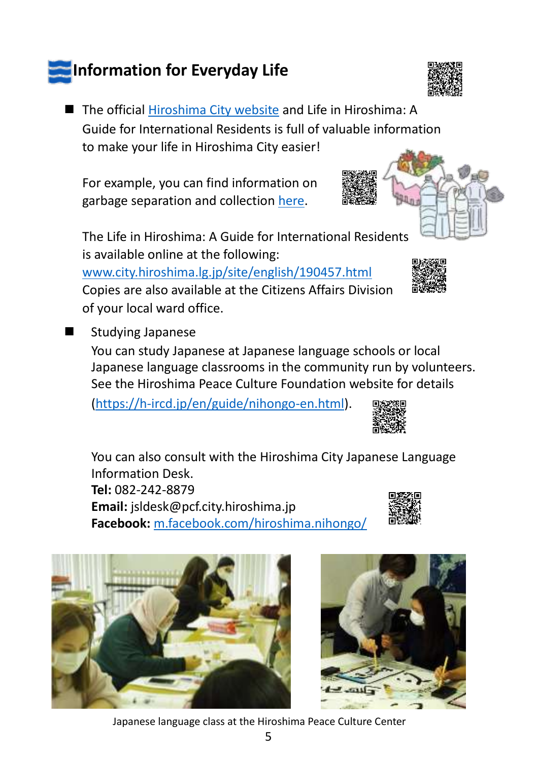# Information for Everyday Life

- The official Hiroshima City website and Life in Hiroshima: A Guide for International Residents is full of valuable information to make your life in Hiroshima City easier!

  For example, you can find information on garbage separation and collection here.

  The Life in Hiroshima: A Guide for International Residents is available online at the following:
  www.city.hiroshima.lg.jp/site/english/190457.html
  Copies are also available at the Citizens Affairs Division of your local ward office.

- Studying Japanese

  You can study Japanese at Japanese language schools or local Japanese language classrooms in the community run by volunteers. See the Hiroshima Peace Culture Foundation website for details (https://h-ircd.jp/en/guide/nihongo-en.html).

  You can also consult with the Hiroshima City Japanese Language Information Desk.
  **Tel:** 082-242-8879
  **Email:** jsldesk@pcf.city.hiroshima.jp
  **Facebook:** m.facebook.com/hiroshima.nihongo/

Japanese language class at the Hiroshima Peace Culture Center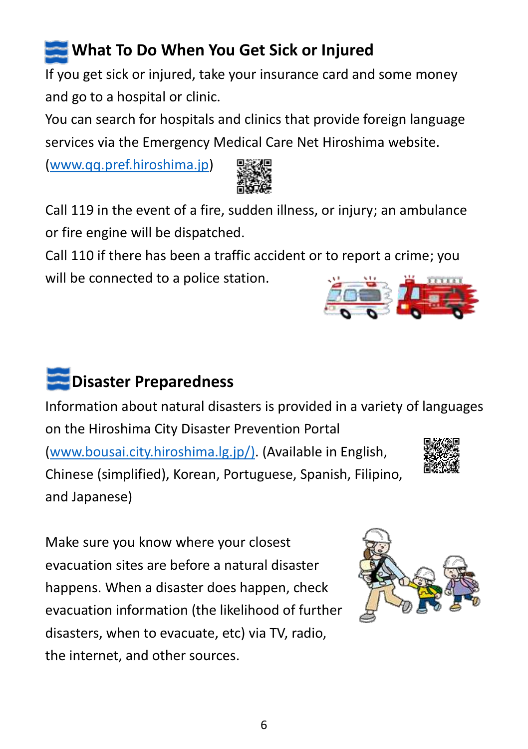## What To Do When You Get Sick or Injured

If you get sick or injured, take your insurance card and some money and go to a hospital or clinic.

You can search for hospitals and clinics that provide foreign language services via the Emergency Medical Care Net Hiroshima website.

(www.qq.pref.hiroshima.jp)

Call 119 in the event of a fire, sudden illness, or injury; an ambulance or fire engine will be dispatched.

Call 110 if there has been a traffic accident or to report a crime; you will be connected to a police station.

## Disaster Preparedness

Information about natural disasters is provided in a variety of languages on the Hiroshima City Disaster Prevention Portal (www.bousai.city.hiroshima.lg.jp/). (Available in English, Chinese (simplified), Korean, Portuguese, Spanish, Filipino, and Japanese)

Make sure you know where your closest evacuation sites are before a natural disaster happens. When a disaster does happen, check evacuation information (the likelihood of further disasters, when to evacuate, etc) via TV, radio, the internet, and other sources.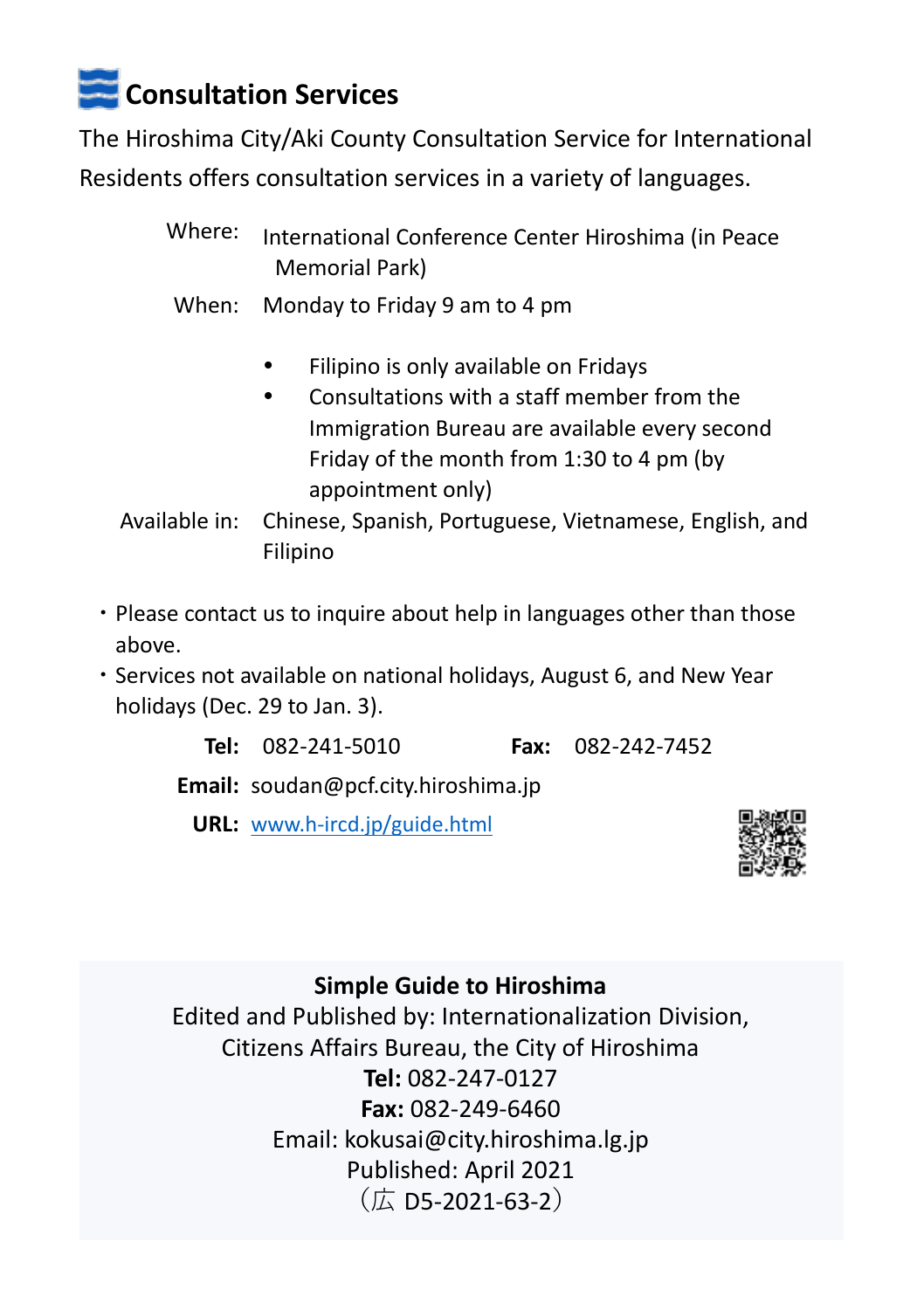## Consultation Services

The Hiroshima City/Aki County Consultation Service for International Residents offers consultation services in a variety of languages.

Where: International Conference Center Hiroshima (in Peace Memorial Park)

When: Monday to Friday 9 am to 4 pm

- Filipino is only available on Fridays
- Consultations with a staff member from the Immigration Bureau are available every second Friday of the month from 1:30 to 4 pm (by appointment only)

Available in: Chinese, Spanish, Portuguese, Vietnamese, English, and Filipino

・Please contact us to inquire about help in languages other than those above.

・Services not available on national holidays, August 6, and New Year holidays (Dec. 29 to Jan. 3).

**Tel:** 082-241-5010 **Fax:** 082-242-7452

**Email:** soudan@pcf.city.hiroshima.jp

**URL:** www.h-ircd.jp/guide.html

**Simple Guide to Hiroshima**
Edited and Published by: Internationalization Division, Citizens Affairs Bureau, the City of Hiroshima
**Tel:** 082-247-0127
**Fax:** 082-249-6460
Email: kokusai@city.hiroshima.lg.jp
Published: April 2021
（広 D5-2021-63-2）